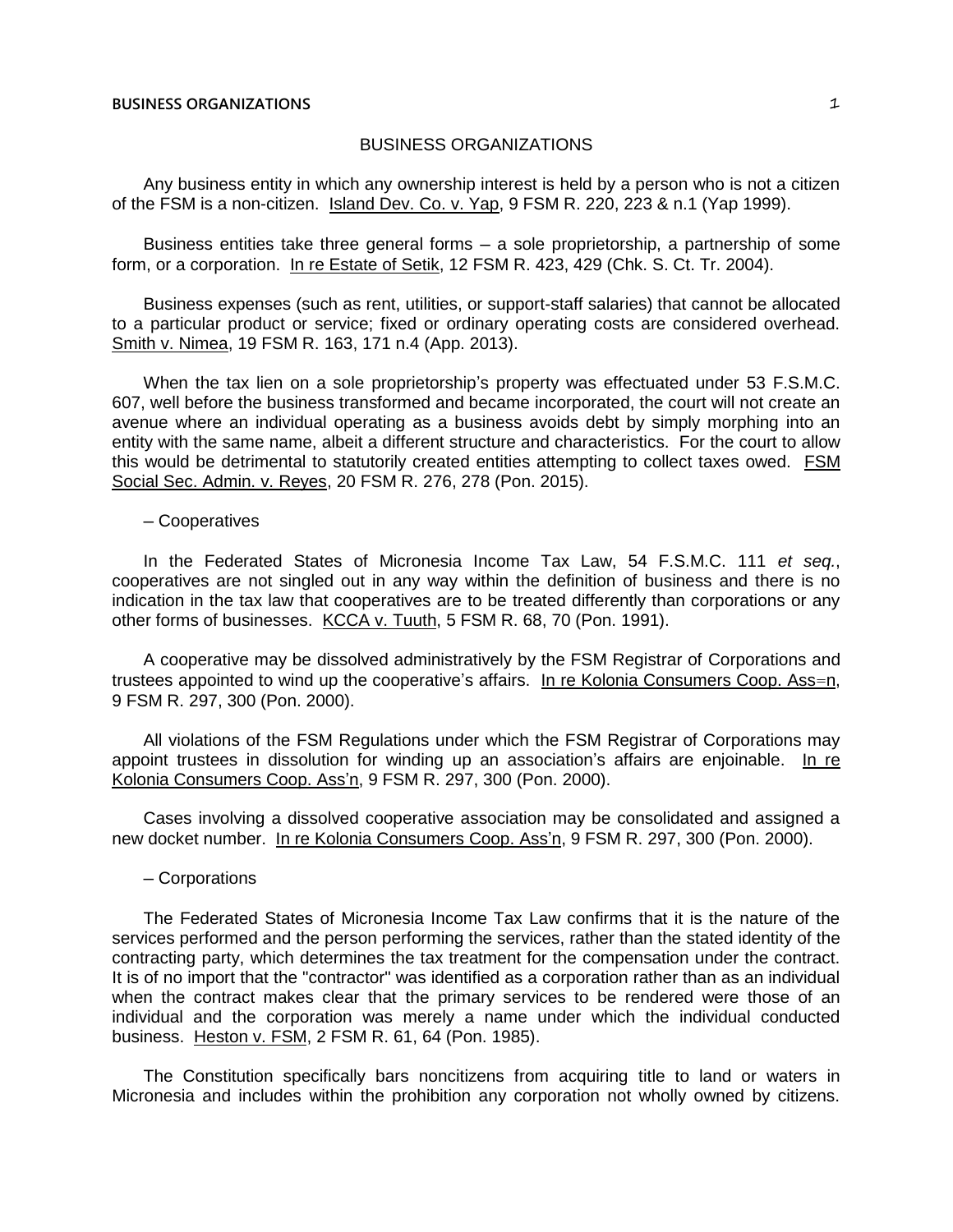# BUSINESS ORGANIZATIONS

Any business entity in which any ownership interest is held by a person who is not a citizen of the FSM is a non-citizen. Island Dev. Co. v. Yap, 9 FSM R. 220, 223 & n.1 (Yap 1999).

Business entities take three general forms – a sole proprietorship, a partnership of some form, or a corporation. In re Estate of Setik, 12 FSM R. 423, 429 (Chk. S. Ct. Tr. 2004).

Business expenses (such as rent, utilities, or support-staff salaries) that cannot be allocated to a particular product or service; fixed or ordinary operating costs are considered overhead. Smith v. Nimea, 19 FSM R. 163, 171 n.4 (App. 2013).

When the tax lien on a sole proprietorship's property was effectuated under 53 F.S.M.C. 607, well before the business transformed and became incorporated, the court will not create an avenue where an individual operating as a business avoids debt by simply morphing into an entity with the same name, albeit a different structure and characteristics. For the court to allow this would be detrimental to statutorily created entities attempting to collect taxes owed. FSM Social Sec. Admin. v. Reyes, 20 FSM R. 276, 278 (Pon. 2015).

## – Cooperatives

In the Federated States of Micronesia Income Tax Law, 54 F.S.M.C. 111 *et seq.*, cooperatives are not singled out in any way within the definition of business and there is no indication in the tax law that cooperatives are to be treated differently than corporations or any other forms of businesses. KCCA v. Tuuth, 5 FSM R. 68, 70 (Pon. 1991).

A cooperative may be dissolved administratively by the FSM Registrar of Corporations and trustees appointed to wind up the cooperative's affairs. In re Kolonia Consumers Coop. Ass=n, 9 FSM R. 297, 300 (Pon. 2000).

All violations of the FSM Regulations under which the FSM Registrar of Corporations may appoint trustees in dissolution for winding up an association's affairs are enjoinable. In re Kolonia Consumers Coop. Ass'n, 9 FSM R. 297, 300 (Pon. 2000).

Cases involving a dissolved cooperative association may be consolidated and assigned a new docket number. In re Kolonia Consumers Coop. Ass'n, 9 FSM R. 297, 300 (Pon. 2000).

## – Corporations

The Federated States of Micronesia Income Tax Law confirms that it is the nature of the services performed and the person performing the services, rather than the stated identity of the contracting party, which determines the tax treatment for the compensation under the contract. It is of no import that the "contractor" was identified as a corporation rather than as an individual when the contract makes clear that the primary services to be rendered were those of an individual and the corporation was merely a name under which the individual conducted business. Heston v. FSM, 2 FSM R. 61, 64 (Pon. 1985).

The Constitution specifically bars noncitizens from acquiring title to land or waters in Micronesia and includes within the prohibition any corporation not wholly owned by citizens.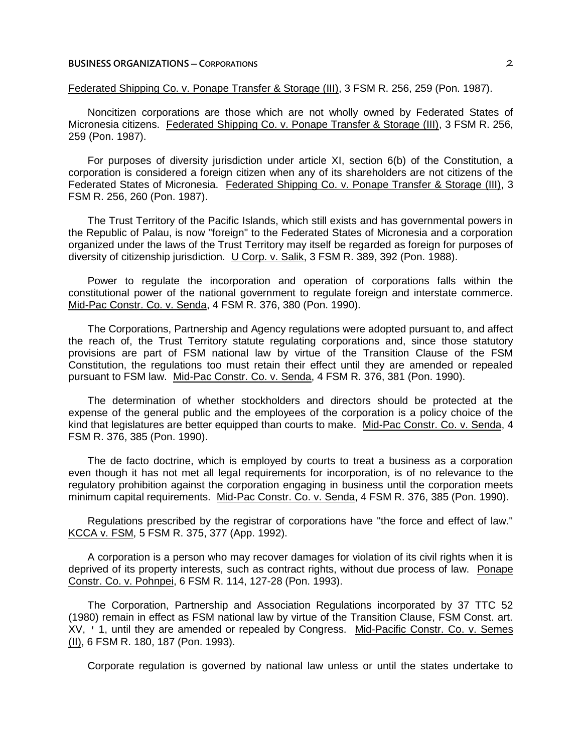Federated Shipping Co. v. Ponape Transfer & Storage (III), 3 FSM R. 256, 259 (Pon. 1987).

Noncitizen corporations are those which are not wholly owned by Federated States of Micronesia citizens. Federated Shipping Co. v. Ponape Transfer & Storage (III), 3 FSM R. 256, 259 (Pon. 1987).

For purposes of diversity jurisdiction under article XI, section 6(b) of the Constitution, a corporation is considered a foreign citizen when any of its shareholders are not citizens of the Federated States of Micronesia. Federated Shipping Co. v. Ponape Transfer & Storage (III), 3 FSM R. 256, 260 (Pon. 1987).

The Trust Territory of the Pacific Islands, which still exists and has governmental powers in the Republic of Palau, is now "foreign" to the Federated States of Micronesia and a corporation organized under the laws of the Trust Territory may itself be regarded as foreign for purposes of diversity of citizenship jurisdiction. U Corp. v. Salik, 3 FSM R. 389, 392 (Pon. 1988).

Power to regulate the incorporation and operation of corporations falls within the constitutional power of the national government to regulate foreign and interstate commerce. Mid-Pac Constr. Co. v. Senda, 4 FSM R. 376, 380 (Pon. 1990).

The Corporations, Partnership and Agency regulations were adopted pursuant to, and affect the reach of, the Trust Territory statute regulating corporations and, since those statutory provisions are part of FSM national law by virtue of the Transition Clause of the FSM Constitution, the regulations too must retain their effect until they are amended or repealed pursuant to FSM law. Mid-Pac Constr. Co. v. Senda, 4 FSM R. 376, 381 (Pon. 1990).

The determination of whether stockholders and directors should be protected at the expense of the general public and the employees of the corporation is a policy choice of the kind that legislatures are better equipped than courts to make. Mid-Pac Constr. Co. v. Senda, 4 FSM R. 376, 385 (Pon. 1990).

The de facto doctrine, which is employed by courts to treat a business as a corporation even though it has not met all legal requirements for incorporation, is of no relevance to the regulatory prohibition against the corporation engaging in business until the corporation meets minimum capital requirements. Mid-Pac Constr. Co. v. Senda, 4 FSM R. 376, 385 (Pon. 1990).

Regulations prescribed by the registrar of corporations have "the force and effect of law." KCCA v. FSM, 5 FSM R. 375, 377 (App. 1992).

A corporation is a person who may recover damages for violation of its civil rights when it is deprived of its property interests, such as contract rights, without due process of law. Ponape Constr. Co. v. Pohnpei, 6 FSM R. 114, 127-28 (Pon. 1993).

The Corporation, Partnership and Association Regulations incorporated by 37 TTC 52 (1980) remain in effect as FSM national law by virtue of the Transition Clause, FSM Const. art. XV, ' 1, until they are amended or repealed by Congress. Mid-Pacific Constr. Co. v. Semes (II), 6 FSM R. 180, 187 (Pon. 1993).

Corporate regulation is governed by national law unless or until the states undertake to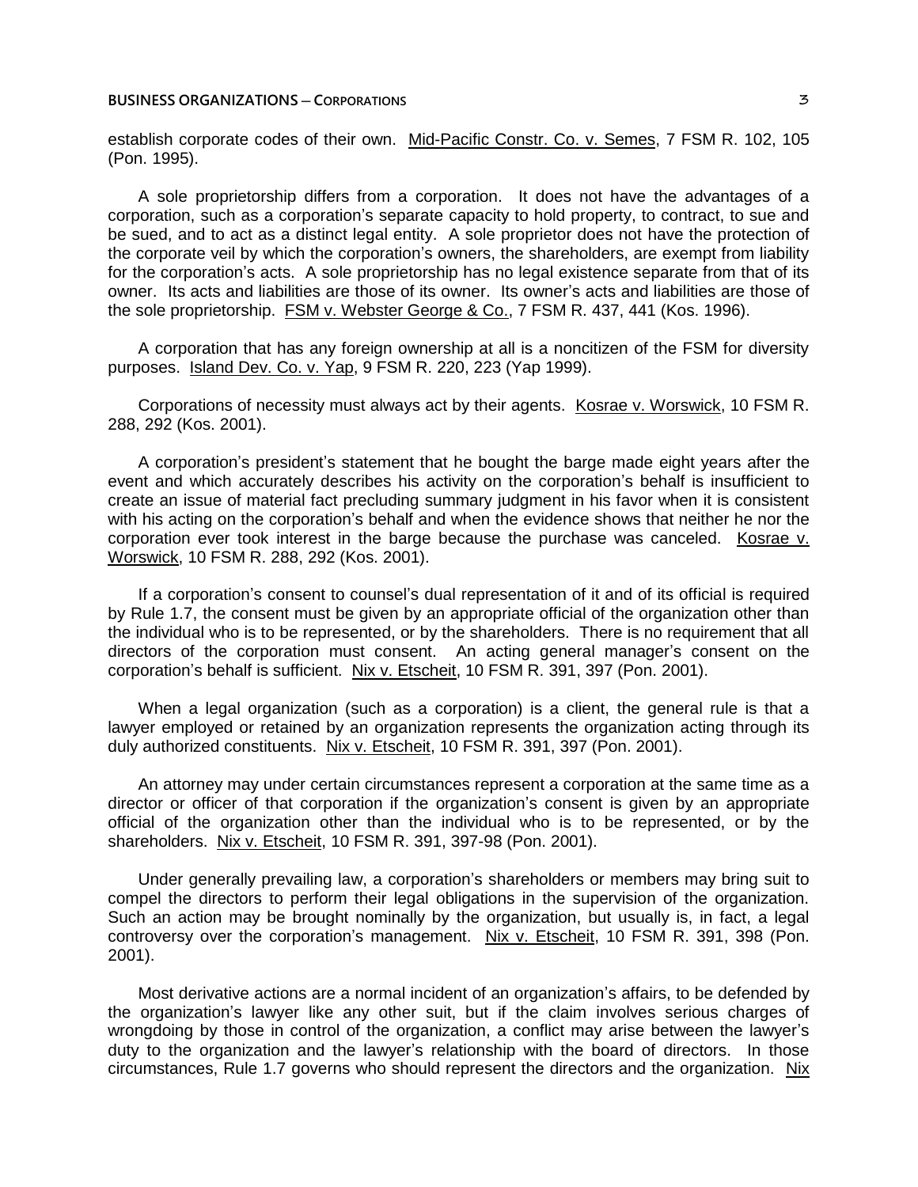establish corporate codes of their own. Mid-Pacific Constr. Co. v. Semes, 7 FSM R. 102, 105 (Pon. 1995).

A sole proprietorship differs from a corporation. It does not have the advantages of a corporation, such as a corporation's separate capacity to hold property, to contract, to sue and be sued, and to act as a distinct legal entity. A sole proprietor does not have the protection of the corporate veil by which the corporation's owners, the shareholders, are exempt from liability for the corporation's acts. A sole proprietorship has no legal existence separate from that of its owner. Its acts and liabilities are those of its owner. Its owner's acts and liabilities are those of the sole proprietorship. FSM v. Webster George & Co., 7 FSM R. 437, 441 (Kos. 1996).

A corporation that has any foreign ownership at all is a noncitizen of the FSM for diversity purposes. Island Dev. Co. v. Yap, 9 FSM R. 220, 223 (Yap 1999).

Corporations of necessity must always act by their agents. Kosrae v. Worswick, 10 FSM R. 288, 292 (Kos. 2001).

A corporation's president's statement that he bought the barge made eight years after the event and which accurately describes his activity on the corporation's behalf is insufficient to create an issue of material fact precluding summary judgment in his favor when it is consistent with his acting on the corporation's behalf and when the evidence shows that neither he nor the corporation ever took interest in the barge because the purchase was canceled. Kosrae v. Worswick, 10 FSM R. 288, 292 (Kos. 2001).

If a corporation's consent to counsel's dual representation of it and of its official is required by Rule 1.7, the consent must be given by an appropriate official of the organization other than the individual who is to be represented, or by the shareholders. There is no requirement that all directors of the corporation must consent. An acting general manager's consent on the corporation's behalf is sufficient. Nix v. Etscheit, 10 FSM R. 391, 397 (Pon. 2001).

When a legal organization (such as a corporation) is a client, the general rule is that a lawyer employed or retained by an organization represents the organization acting through its duly authorized constituents. Nix v. Etscheit, 10 FSM R. 391, 397 (Pon. 2001).

An attorney may under certain circumstances represent a corporation at the same time as a director or officer of that corporation if the organization's consent is given by an appropriate official of the organization other than the individual who is to be represented, or by the shareholders. Nix v. Etscheit, 10 FSM R. 391, 397-98 (Pon. 2001).

Under generally prevailing law, a corporation's shareholders or members may bring suit to compel the directors to perform their legal obligations in the supervision of the organization. Such an action may be brought nominally by the organization, but usually is, in fact, a legal controversy over the corporation's management. Nix v. Etscheit, 10 FSM R. 391, 398 (Pon. 2001).

Most derivative actions are a normal incident of an organization's affairs, to be defended by the organization's lawyer like any other suit, but if the claim involves serious charges of wrongdoing by those in control of the organization, a conflict may arise between the lawyer's duty to the organization and the lawyer's relationship with the board of directors. In those circumstances, Rule 1.7 governs who should represent the directors and the organization. Nix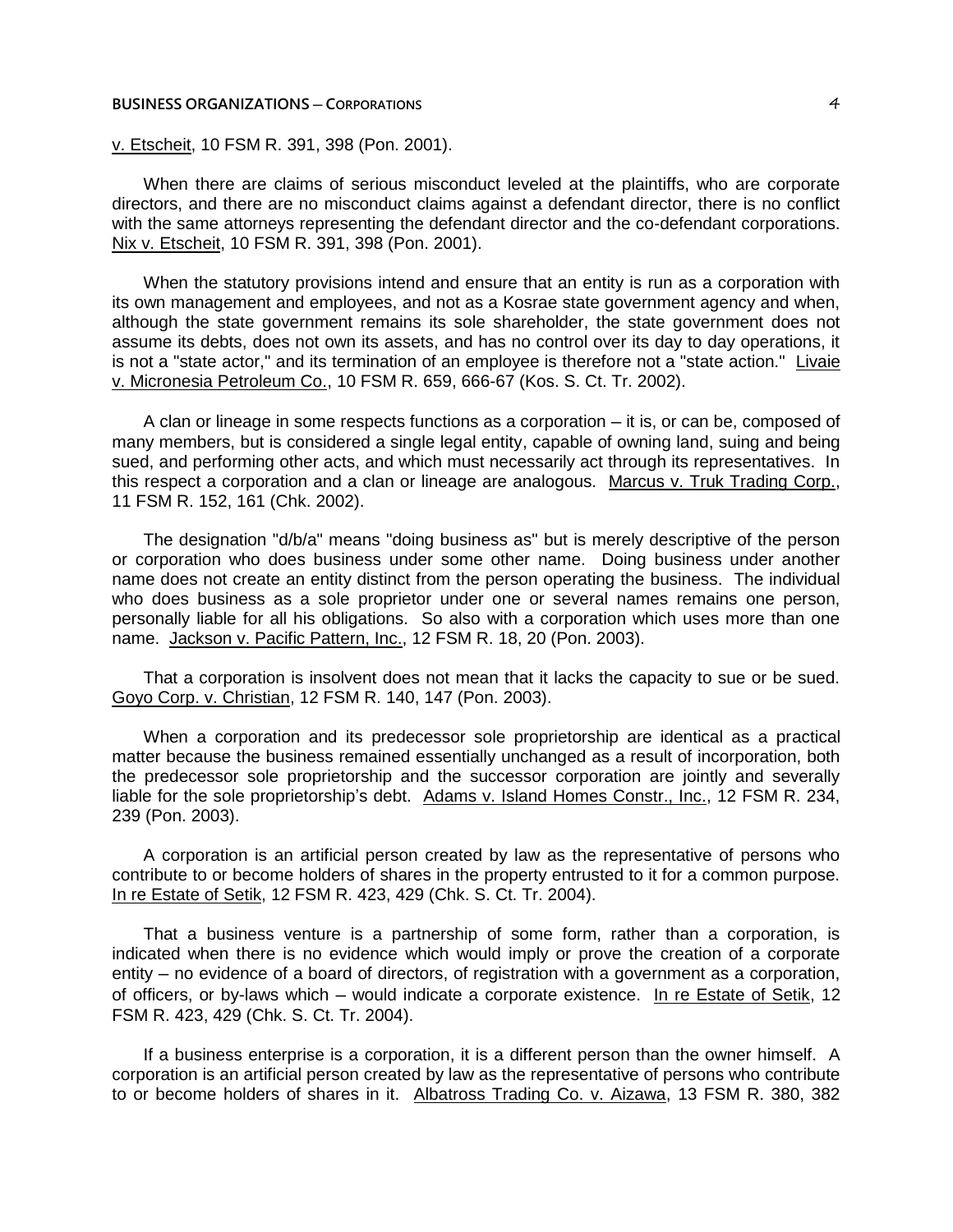v. Etscheit, 10 FSM R. 391, 398 (Pon. 2001).

When there are claims of serious misconduct leveled at the plaintiffs, who are corporate directors, and there are no misconduct claims against a defendant director, there is no conflict with the same attorneys representing the defendant director and the co-defendant corporations. Nix v. Etscheit, 10 FSM R. 391, 398 (Pon. 2001).

When the statutory provisions intend and ensure that an entity is run as a corporation with its own management and employees, and not as a Kosrae state government agency and when, although the state government remains its sole shareholder, the state government does not assume its debts, does not own its assets, and has no control over its day to day operations, it is not a "state actor," and its termination of an employee is therefore not a "state action." Livaie v. Micronesia Petroleum Co., 10 FSM R. 659, 666-67 (Kos. S. Ct. Tr. 2002).

A clan or lineage in some respects functions as a corporation – it is, or can be, composed of many members, but is considered a single legal entity, capable of owning land, suing and being sued, and performing other acts, and which must necessarily act through its representatives. In this respect a corporation and a clan or lineage are analogous. Marcus v. Truk Trading Corp., 11 FSM R. 152, 161 (Chk. 2002).

The designation "d/b/a" means "doing business as" but is merely descriptive of the person or corporation who does business under some other name. Doing business under another name does not create an entity distinct from the person operating the business. The individual who does business as a sole proprietor under one or several names remains one person, personally liable for all his obligations. So also with a corporation which uses more than one name. Jackson v. Pacific Pattern, Inc., 12 FSM R. 18, 20 (Pon. 2003).

That a corporation is insolvent does not mean that it lacks the capacity to sue or be sued. Goyo Corp. v. Christian, 12 FSM R. 140, 147 (Pon. 2003).

When a corporation and its predecessor sole proprietorship are identical as a practical matter because the business remained essentially unchanged as a result of incorporation, both the predecessor sole proprietorship and the successor corporation are jointly and severally liable for the sole proprietorship's debt. Adams v. Island Homes Constr., Inc., 12 FSM R. 234, 239 (Pon. 2003).

A corporation is an artificial person created by law as the representative of persons who contribute to or become holders of shares in the property entrusted to it for a common purpose. In re Estate of Setik, 12 FSM R. 423, 429 (Chk. S. Ct. Tr. 2004).

That a business venture is a partnership of some form, rather than a corporation, is indicated when there is no evidence which would imply or prove the creation of a corporate entity – no evidence of a board of directors, of registration with a government as a corporation, of officers, or by-laws which – would indicate a corporate existence. In re Estate of Setik, 12 FSM R. 423, 429 (Chk. S. Ct. Tr. 2004).

If a business enterprise is a corporation, it is a different person than the owner himself. A corporation is an artificial person created by law as the representative of persons who contribute to or become holders of shares in it. Albatross Trading Co. v. Aizawa, 13 FSM R. 380, 382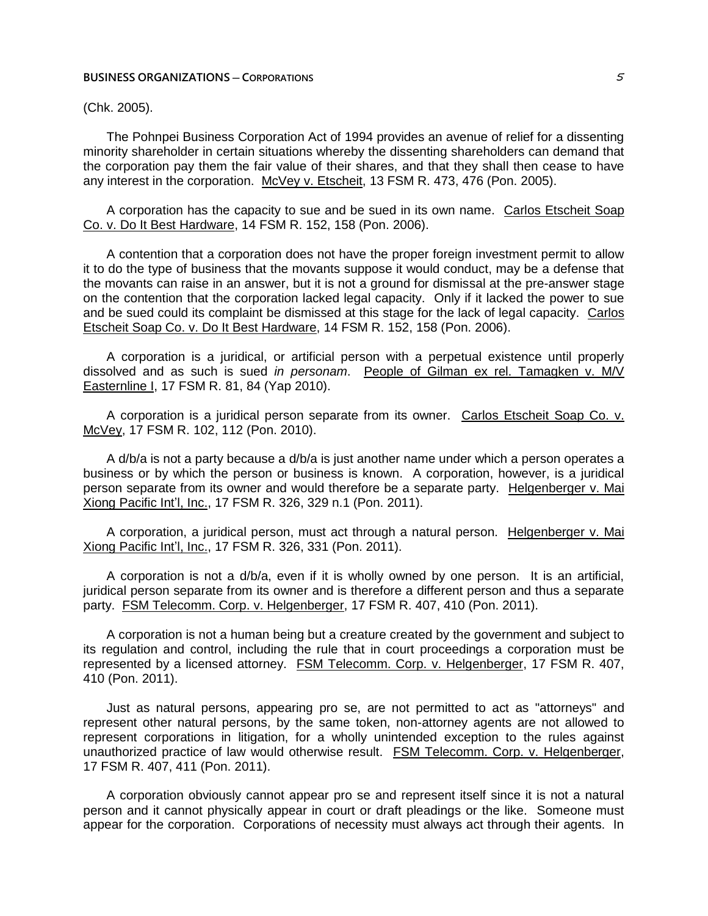(Chk. 2005).

The Pohnpei Business Corporation Act of 1994 provides an avenue of relief for a dissenting minority shareholder in certain situations whereby the dissenting shareholders can demand that the corporation pay them the fair value of their shares, and that they shall then cease to have any interest in the corporation. McVey v. Etscheit, 13 FSM R. 473, 476 (Pon. 2005).

A corporation has the capacity to sue and be sued in its own name. Carlos Etscheit Soap Co. v. Do It Best Hardware, 14 FSM R. 152, 158 (Pon. 2006).

A contention that a corporation does not have the proper foreign investment permit to allow it to do the type of business that the movants suppose it would conduct, may be a defense that the movants can raise in an answer, but it is not a ground for dismissal at the pre-answer stage on the contention that the corporation lacked legal capacity. Only if it lacked the power to sue and be sued could its complaint be dismissed at this stage for the lack of legal capacity. Carlos Etscheit Soap Co. v. Do It Best Hardware, 14 FSM R. 152, 158 (Pon. 2006).

A corporation is a juridical, or artificial person with a perpetual existence until properly dissolved and as such is sued *in personam*. People of Gilman ex rel. Tamagken v. M/V Easternline I, 17 FSM R. 81, 84 (Yap 2010).

A corporation is a juridical person separate from its owner. Carlos Etscheit Soap Co. v. McVey, 17 FSM R. 102, 112 (Pon. 2010).

A d/b/a is not a party because a d/b/a is just another name under which a person operates a business or by which the person or business is known. A corporation, however, is a juridical person separate from its owner and would therefore be a separate party. Helgenberger v. Mai Xiong Pacific Int'l, Inc., 17 FSM R. 326, 329 n.1 (Pon. 2011).

A corporation, a juridical person, must act through a natural person. Helgenberger v. Mai Xiong Pacific Int'l, Inc., 17 FSM R. 326, 331 (Pon. 2011).

A corporation is not a d/b/a, even if it is wholly owned by one person. It is an artificial, juridical person separate from its owner and is therefore a different person and thus a separate party. FSM Telecomm. Corp. v. Helgenberger, 17 FSM R. 407, 410 (Pon. 2011).

A corporation is not a human being but a creature created by the government and subject to its regulation and control, including the rule that in court proceedings a corporation must be represented by a licensed attorney. FSM Telecomm. Corp. v. Helgenberger, 17 FSM R. 407, 410 (Pon. 2011).

Just as natural persons, appearing pro se, are not permitted to act as "attorneys" and represent other natural persons, by the same token, non-attorney agents are not allowed to represent corporations in litigation, for a wholly unintended exception to the rules against unauthorized practice of law would otherwise result. FSM Telecomm. Corp. v. Helgenberger, 17 FSM R. 407, 411 (Pon. 2011).

A corporation obviously cannot appear pro se and represent itself since it is not a natural person and it cannot physically appear in court or draft pleadings or the like. Someone must appear for the corporation. Corporations of necessity must always act through their agents. In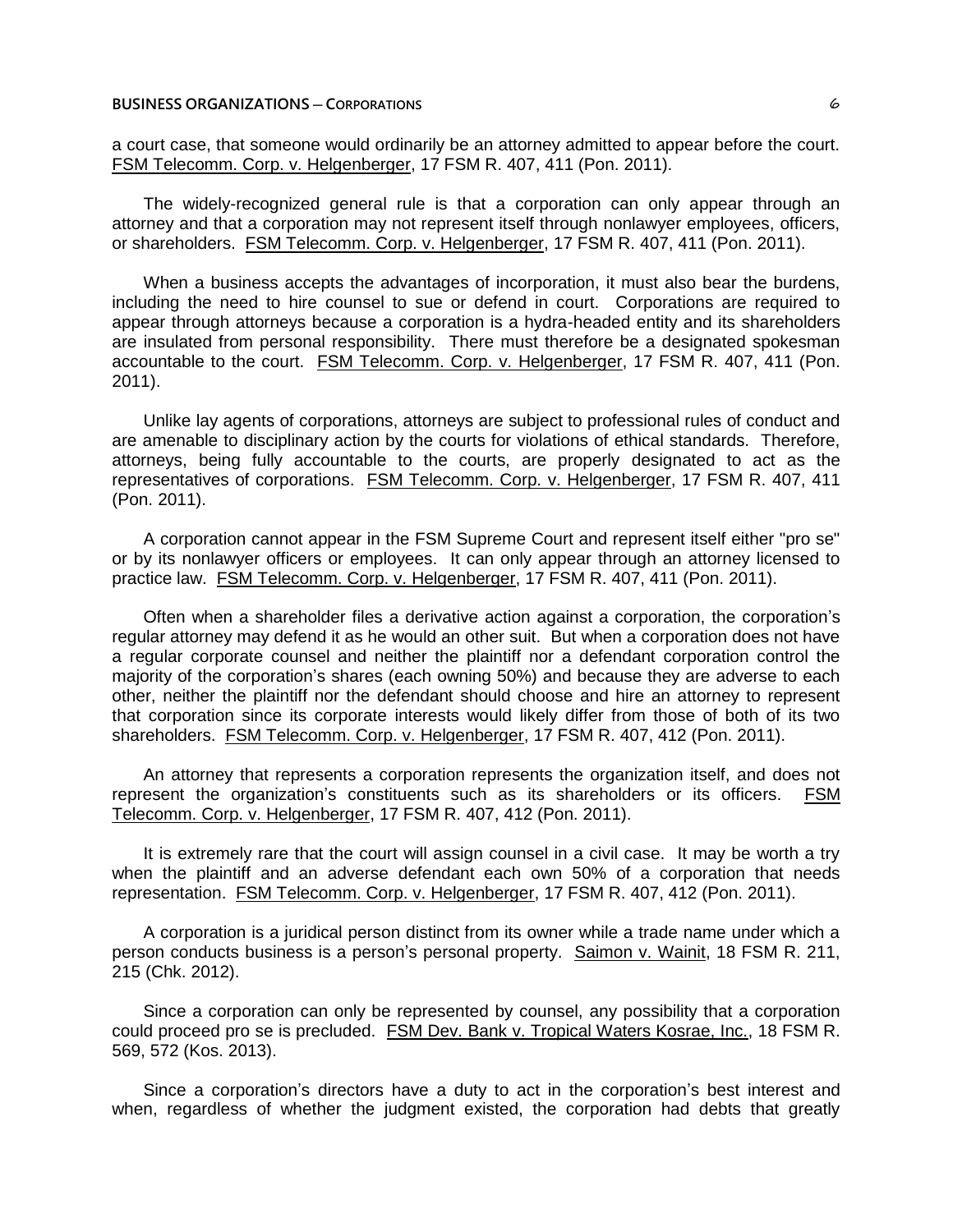a court case, that someone would ordinarily be an attorney admitted to appear before the court. FSM Telecomm. Corp. v. Helgenberger, 17 FSM R. 407, 411 (Pon. 2011).

The widely-recognized general rule is that a corporation can only appear through an attorney and that a corporation may not represent itself through nonlawyer employees, officers, or shareholders. FSM Telecomm. Corp. v. Helgenberger, 17 FSM R. 407, 411 (Pon. 2011).

When a business accepts the advantages of incorporation, it must also bear the burdens, including the need to hire counsel to sue or defend in court. Corporations are required to appear through attorneys because a corporation is a hydra-headed entity and its shareholders are insulated from personal responsibility. There must therefore be a designated spokesman accountable to the court. FSM Telecomm. Corp. v. Helgenberger, 17 FSM R. 407, 411 (Pon. 2011).

Unlike lay agents of corporations, attorneys are subject to professional rules of conduct and are amenable to disciplinary action by the courts for violations of ethical standards. Therefore, attorneys, being fully accountable to the courts, are properly designated to act as the representatives of corporations. FSM Telecomm. Corp. v. Helgenberger, 17 FSM R. 407, 411 (Pon. 2011).

A corporation cannot appear in the FSM Supreme Court and represent itself either "pro se" or by its nonlawyer officers or employees. It can only appear through an attorney licensed to practice law. FSM Telecomm. Corp. v. Helgenberger, 17 FSM R. 407, 411 (Pon. 2011).

Often when a shareholder files a derivative action against a corporation, the corporation's regular attorney may defend it as he would an other suit. But when a corporation does not have a regular corporate counsel and neither the plaintiff nor a defendant corporation control the majority of the corporation's shares (each owning 50%) and because they are adverse to each other, neither the plaintiff nor the defendant should choose and hire an attorney to represent that corporation since its corporate interests would likely differ from those of both of its two shareholders. FSM Telecomm. Corp. v. Helgenberger, 17 FSM R. 407, 412 (Pon. 2011).

An attorney that represents a corporation represents the organization itself, and does not represent the organization's constituents such as its shareholders or its officers. FSM Telecomm. Corp. v. Helgenberger, 17 FSM R. 407, 412 (Pon. 2011).

It is extremely rare that the court will assign counsel in a civil case. It may be worth a try when the plaintiff and an adverse defendant each own 50% of a corporation that needs representation. FSM Telecomm. Corp. v. Helgenberger, 17 FSM R. 407, 412 (Pon. 2011).

A corporation is a juridical person distinct from its owner while a trade name under which a person conducts business is a person's personal property. Saimon v. Wainit, 18 FSM R. 211, 215 (Chk. 2012).

Since a corporation can only be represented by counsel, any possibility that a corporation could proceed pro se is precluded. FSM Dev. Bank v. Tropical Waters Kosrae, Inc., 18 FSM R. 569, 572 (Kos. 2013).

Since a corporation's directors have a duty to act in the corporation's best interest and when, regardless of whether the judgment existed, the corporation had debts that greatly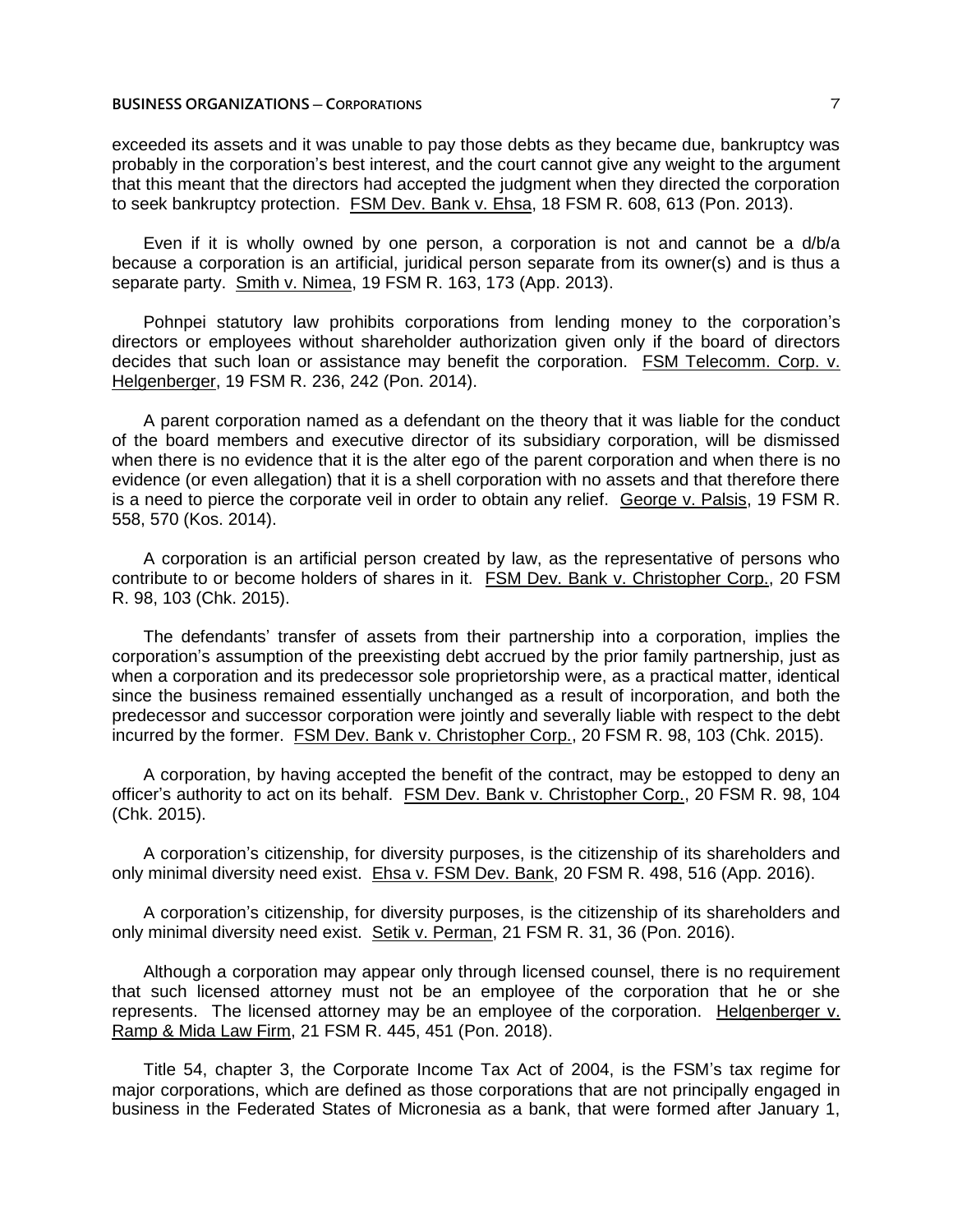exceeded its assets and it was unable to pay those debts as they became due, bankruptcy was probably in the corporation's best interest, and the court cannot give any weight to the argument that this meant that the directors had accepted the judgment when they directed the corporation to seek bankruptcy protection. FSM Dev. Bank v. Ehsa, 18 FSM R. 608, 613 (Pon. 2013).

Even if it is wholly owned by one person, a corporation is not and cannot be a d/b/a because a corporation is an artificial, juridical person separate from its owner(s) and is thus a separate party. Smith v. Nimea, 19 FSM R. 163, 173 (App. 2013).

Pohnpei statutory law prohibits corporations from lending money to the corporation's directors or employees without shareholder authorization given only if the board of directors decides that such loan or assistance may benefit the corporation. FSM Telecomm. Corp. v. Helgenberger, 19 FSM R. 236, 242 (Pon. 2014).

A parent corporation named as a defendant on the theory that it was liable for the conduct of the board members and executive director of its subsidiary corporation, will be dismissed when there is no evidence that it is the alter ego of the parent corporation and when there is no evidence (or even allegation) that it is a shell corporation with no assets and that therefore there is a need to pierce the corporate veil in order to obtain any relief. George v. Palsis, 19 FSM R. 558, 570 (Kos. 2014).

A corporation is an artificial person created by law, as the representative of persons who contribute to or become holders of shares in it. FSM Dev. Bank v. Christopher Corp., 20 FSM R. 98, 103 (Chk. 2015).

The defendants' transfer of assets from their partnership into a corporation, implies the corporation's assumption of the preexisting debt accrued by the prior family partnership, just as when a corporation and its predecessor sole proprietorship were, as a practical matter, identical since the business remained essentially unchanged as a result of incorporation, and both the predecessor and successor corporation were jointly and severally liable with respect to the debt incurred by the former. FSM Dev. Bank v. Christopher Corp., 20 FSM R. 98, 103 (Chk. 2015).

A corporation, by having accepted the benefit of the contract, may be estopped to deny an officer's authority to act on its behalf. FSM Dev. Bank v. Christopher Corp., 20 FSM R. 98, 104 (Chk. 2015).

A corporation's citizenship, for diversity purposes, is the citizenship of its shareholders and only minimal diversity need exist. Ehsa v. FSM Dev. Bank, 20 FSM R. 498, 516 (App. 2016).

A corporation's citizenship, for diversity purposes, is the citizenship of its shareholders and only minimal diversity need exist. Setik v. Perman, 21 FSM R. 31, 36 (Pon. 2016).

Although a corporation may appear only through licensed counsel, there is no requirement that such licensed attorney must not be an employee of the corporation that he or she represents. The licensed attorney may be an employee of the corporation. Helgenberger v. Ramp & Mida Law Firm, 21 FSM R. 445, 451 (Pon. 2018).

Title 54, chapter 3, the Corporate Income Tax Act of 2004, is the FSM's tax regime for major corporations, which are defined as those corporations that are not principally engaged in business in the Federated States of Micronesia as a bank, that were formed after January 1,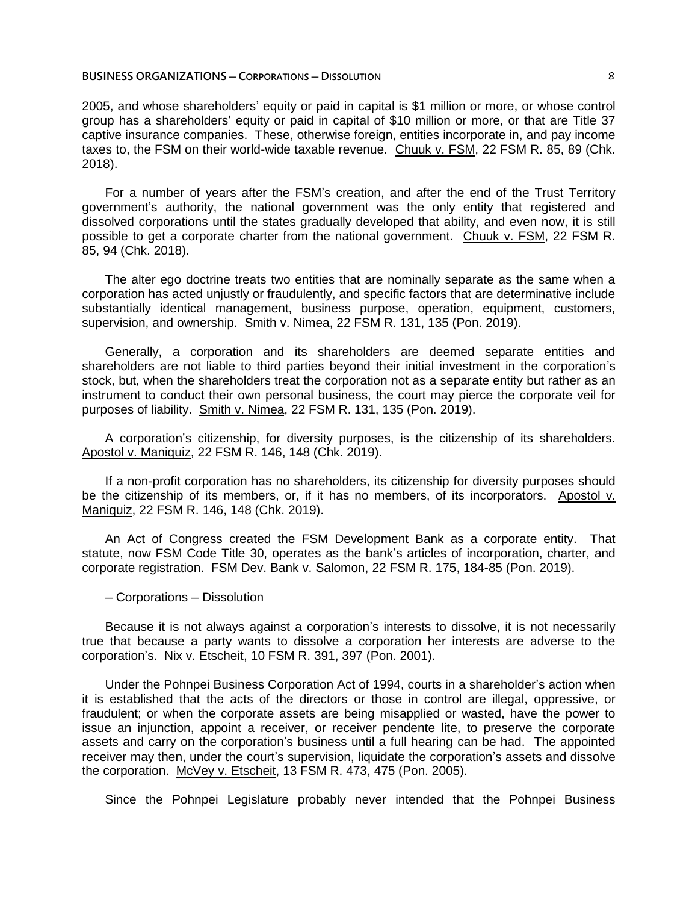2005, and whose shareholders' equity or paid in capital is $1 million or more, or whose control group has a shareholders' equity or paid in capital of $10 million or more, or that are Title 37 captive insurance companies. These, otherwise foreign, entities incorporate in, and pay income taxes to, the FSM on their world-wide taxable revenue. Chuuk v. FSM, 22 FSM R. 85, 89 (Chk. 2018).

For a number of years after the FSM's creation, and after the end of the Trust Territory government's authority, the national government was the only entity that registered and dissolved corporations until the states gradually developed that ability, and even now, it is still possible to get a corporate charter from the national government. Chuuk v. FSM, 22 FSM R. 85, 94 (Chk. 2018).

The alter ego doctrine treats two entities that are nominally separate as the same when a corporation has acted unjustly or fraudulently, and specific factors that are determinative include substantially identical management, business purpose, operation, equipment, customers, supervision, and ownership. Smith v. Nimea, 22 FSM R. 131, 135 (Pon. 2019).

Generally, a corporation and its shareholders are deemed separate entities and shareholders are not liable to third parties beyond their initial investment in the corporation's stock, but, when the shareholders treat the corporation not as a separate entity but rather as an instrument to conduct their own personal business, the court may pierce the corporate veil for purposes of liability. Smith v. Nimea, 22 FSM R. 131, 135 (Pon. 2019).

A corporation's citizenship, for diversity purposes, is the citizenship of its shareholders. Apostol v. Maniquiz, 22 FSM R. 146, 148 (Chk. 2019).

If a non-profit corporation has no shareholders, its citizenship for diversity purposes should be the citizenship of its members, or, if it has no members, of its incorporators. Apostol v. Maniquiz, 22 FSM R. 146, 148 (Chk. 2019).

An Act of Congress created the FSM Development Bank as a corporate entity. That statute, now FSM Code Title 30, operates as the bank's articles of incorporation, charter, and corporate registration. FSM Dev. Bank v. Salomon, 22 FSM R. 175, 184-85 (Pon. 2019).

– Corporations – Dissolution

Because it is not always against a corporation's interests to dissolve, it is not necessarily true that because a party wants to dissolve a corporation her interests are adverse to the corporation's. Nix v. Etscheit, 10 FSM R. 391, 397 (Pon. 2001).

Under the Pohnpei Business Corporation Act of 1994, courts in a shareholder's action when it is established that the acts of the directors or those in control are illegal, oppressive, or fraudulent; or when the corporate assets are being misapplied or wasted, have the power to issue an injunction, appoint a receiver, or receiver pendente lite, to preserve the corporate assets and carry on the corporation's business until a full hearing can be had. The appointed receiver may then, under the court's supervision, liquidate the corporation's assets and dissolve the corporation. McVey v. Etscheit, 13 FSM R. 473, 475 (Pon. 2005).

Since the Pohnpei Legislature probably never intended that the Pohnpei Business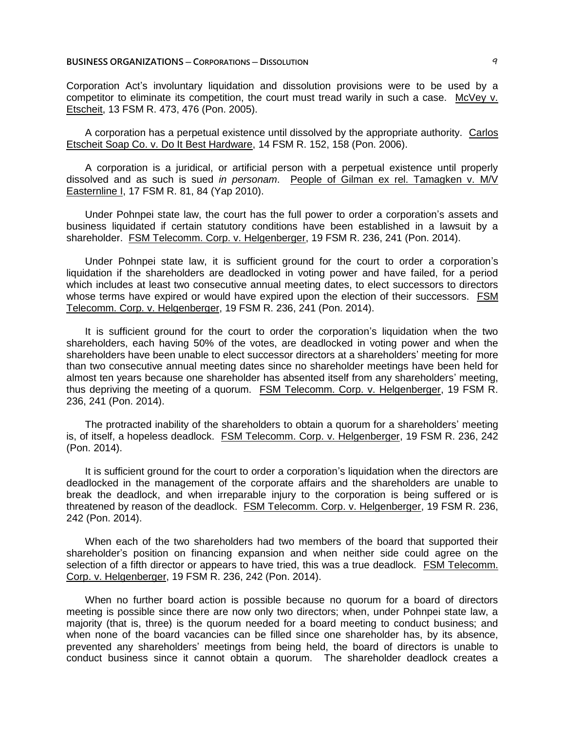Corporation Act's involuntary liquidation and dissolution provisions were to be used by a competitor to eliminate its competition, the court must tread warily in such a case. McVey v. Etscheit, 13 FSM R. 473, 476 (Pon. 2005).

A corporation has a perpetual existence until dissolved by the appropriate authority. Carlos Etscheit Soap Co. v. Do It Best Hardware, 14 FSM R. 152, 158 (Pon. 2006).

A corporation is a juridical, or artificial person with a perpetual existence until properly dissolved and as such is sued *in personam*. People of Gilman ex rel. Tamagken v. M/V Easternline I, 17 FSM R. 81, 84 (Yap 2010).

Under Pohnpei state law, the court has the full power to order a corporation's assets and business liquidated if certain statutory conditions have been established in a lawsuit by a shareholder. FSM Telecomm. Corp. v. Helgenberger, 19 FSM R. 236, 241 (Pon. 2014).

Under Pohnpei state law, it is sufficient ground for the court to order a corporation's liquidation if the shareholders are deadlocked in voting power and have failed, for a period which includes at least two consecutive annual meeting dates, to elect successors to directors whose terms have expired or would have expired upon the election of their successors. FSM Telecomm. Corp. v. Helgenberger, 19 FSM R. 236, 241 (Pon. 2014).

It is sufficient ground for the court to order the corporation's liquidation when the two shareholders, each having 50% of the votes, are deadlocked in voting power and when the shareholders have been unable to elect successor directors at a shareholders' meeting for more than two consecutive annual meeting dates since no shareholder meetings have been held for almost ten years because one shareholder has absented itself from any shareholders' meeting, thus depriving the meeting of a quorum. FSM Telecomm. Corp. v. Helgenberger, 19 FSM R. 236, 241 (Pon. 2014).

The protracted inability of the shareholders to obtain a quorum for a shareholders' meeting is, of itself, a hopeless deadlock. FSM Telecomm. Corp. v. Helgenberger, 19 FSM R. 236, 242 (Pon. 2014).

It is sufficient ground for the court to order a corporation's liquidation when the directors are deadlocked in the management of the corporate affairs and the shareholders are unable to break the deadlock, and when irreparable injury to the corporation is being suffered or is threatened by reason of the deadlock. FSM Telecomm. Corp. v. Helgenberger, 19 FSM R. 236, 242 (Pon. 2014).

When each of the two shareholders had two members of the board that supported their shareholder's position on financing expansion and when neither side could agree on the selection of a fifth director or appears to have tried, this was a true deadlock. FSM Telecomm. Corp. v. Helgenberger, 19 FSM R. 236, 242 (Pon. 2014).

When no further board action is possible because no quorum for a board of directors meeting is possible since there are now only two directors; when, under Pohnpei state law, a majority (that is, three) is the quorum needed for a board meeting to conduct business; and when none of the board vacancies can be filled since one shareholder has, by its absence, prevented any shareholders' meetings from being held, the board of directors is unable to conduct business since it cannot obtain a quorum. The shareholder deadlock creates a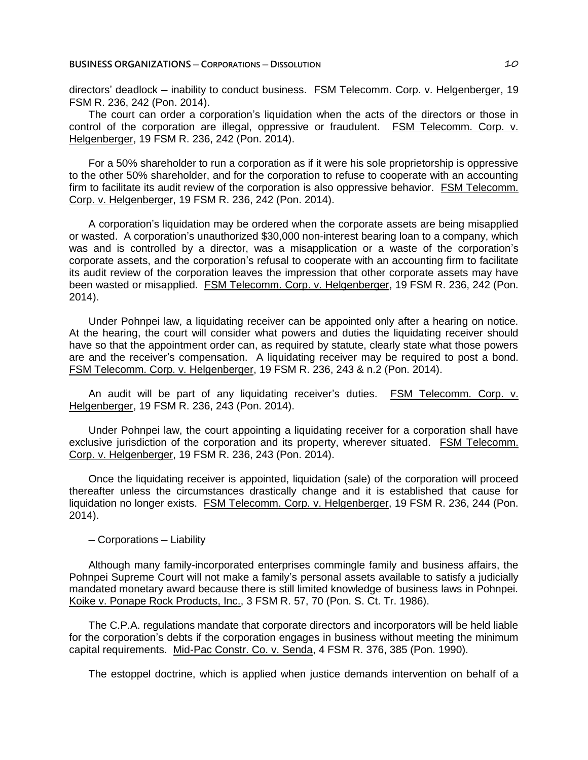directors' deadlock – inability to conduct business. FSM Telecomm. Corp. v. Helgenberger, 19 FSM R. 236, 242 (Pon. 2014).

The court can order a corporation's liquidation when the acts of the directors or those in control of the corporation are illegal, oppressive or fraudulent. FSM Telecomm. Corp. v. Helgenberger, 19 FSM R. 236, 242 (Pon. 2014).

For a 50% shareholder to run a corporation as if it were his sole proprietorship is oppressive to the other 50% shareholder, and for the corporation to refuse to cooperate with an accounting firm to facilitate its audit review of the corporation is also oppressive behavior. FSM Telecomm. Corp. v. Helgenberger, 19 FSM R. 236, 242 (Pon. 2014).

A corporation's liquidation may be ordered when the corporate assets are being misapplied or wasted. A corporation's unauthorized $30,000 non-interest bearing loan to a company, which was and is controlled by a director, was a misapplication or a waste of the corporation's corporate assets, and the corporation's refusal to cooperate with an accounting firm to facilitate its audit review of the corporation leaves the impression that other corporate assets may have been wasted or misapplied. FSM Telecomm. Corp. v. Helgenberger, 19 FSM R. 236, 242 (Pon. 2014).

Under Pohnpei law, a liquidating receiver can be appointed only after a hearing on notice. At the hearing, the court will consider what powers and duties the liquidating receiver should have so that the appointment order can, as required by statute, clearly state what those powers are and the receiver's compensation. A liquidating receiver may be required to post a bond. FSM Telecomm. Corp. v. Helgenberger, 19 FSM R. 236, 243 & n.2 (Pon. 2014).

An audit will be part of any liquidating receiver's duties. FSM Telecomm. Corp. v. Helgenberger, 19 FSM R. 236, 243 (Pon. 2014).

Under Pohnpei law, the court appointing a liquidating receiver for a corporation shall have exclusive jurisdiction of the corporation and its property, wherever situated. FSM Telecomm. Corp. v. Helgenberger, 19 FSM R. 236, 243 (Pon. 2014).

Once the liquidating receiver is appointed, liquidation (sale) of the corporation will proceed thereafter unless the circumstances drastically change and it is established that cause for liquidation no longer exists. FSM Telecomm. Corp. v. Helgenberger, 19 FSM R. 236, 244 (Pon. 2014).

– Corporations – Liability

Although many family-incorporated enterprises commingle family and business affairs, the Pohnpei Supreme Court will not make a family's personal assets available to satisfy a judicially mandated monetary award because there is still limited knowledge of business laws in Pohnpei. Koike v. Ponape Rock Products, Inc., 3 FSM R. 57, 70 (Pon. S. Ct. Tr. 1986).

The C.P.A. regulations mandate that corporate directors and incorporators will be held liable for the corporation's debts if the corporation engages in business without meeting the minimum capital requirements. Mid-Pac Constr. Co. v. Senda, 4 FSM R. 376, 385 (Pon. 1990).

The estoppel doctrine, which is applied when justice demands intervention on behalf of a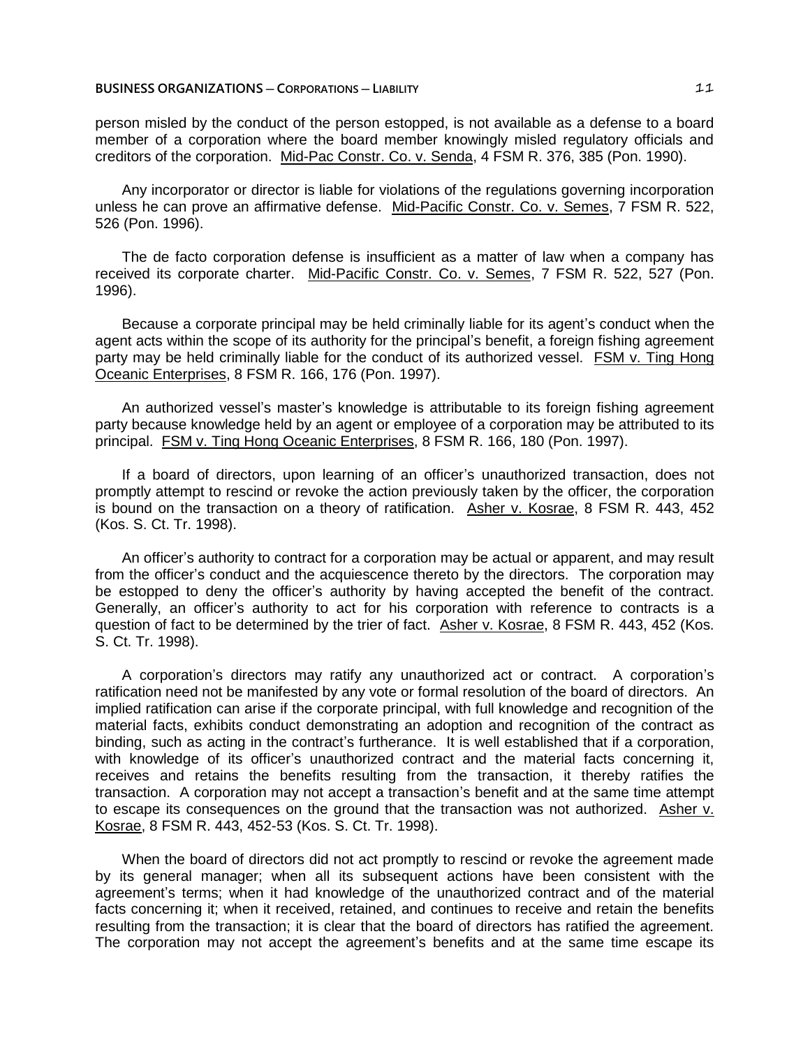person misled by the conduct of the person estopped, is not available as a defense to a board member of a corporation where the board member knowingly misled regulatory officials and creditors of the corporation. Mid-Pac Constr. Co. v. Senda, 4 FSM R. 376, 385 (Pon. 1990).

Any incorporator or director is liable for violations of the regulations governing incorporation unless he can prove an affirmative defense. Mid-Pacific Constr. Co. v. Semes, 7 FSM R. 522, 526 (Pon. 1996).

The de facto corporation defense is insufficient as a matter of law when a company has received its corporate charter. Mid-Pacific Constr. Co. v. Semes, 7 FSM R. 522, 527 (Pon. 1996).

Because a corporate principal may be held criminally liable for its agent's conduct when the agent acts within the scope of its authority for the principal's benefit, a foreign fishing agreement party may be held criminally liable for the conduct of its authorized vessel. FSM v. Ting Hong Oceanic Enterprises, 8 FSM R. 166, 176 (Pon. 1997).

An authorized vessel's master's knowledge is attributable to its foreign fishing agreement party because knowledge held by an agent or employee of a corporation may be attributed to its principal. FSM v. Ting Hong Oceanic Enterprises, 8 FSM R. 166, 180 (Pon. 1997).

If a board of directors, upon learning of an officer's unauthorized transaction, does not promptly attempt to rescind or revoke the action previously taken by the officer, the corporation is bound on the transaction on a theory of ratification. Asher v. Kosrae, 8 FSM R. 443, 452 (Kos. S. Ct. Tr. 1998).

An officer's authority to contract for a corporation may be actual or apparent, and may result from the officer's conduct and the acquiescence thereto by the directors. The corporation may be estopped to deny the officer's authority by having accepted the benefit of the contract. Generally, an officer's authority to act for his corporation with reference to contracts is a question of fact to be determined by the trier of fact. Asher v. Kosrae, 8 FSM R. 443, 452 (Kos. S. Ct. Tr. 1998).

A corporation's directors may ratify any unauthorized act or contract. A corporation's ratification need not be manifested by any vote or formal resolution of the board of directors. An implied ratification can arise if the corporate principal, with full knowledge and recognition of the material facts, exhibits conduct demonstrating an adoption and recognition of the contract as binding, such as acting in the contract's furtherance. It is well established that if a corporation, with knowledge of its officer's unauthorized contract and the material facts concerning it, receives and retains the benefits resulting from the transaction, it thereby ratifies the transaction. A corporation may not accept a transaction's benefit and at the same time attempt to escape its consequences on the ground that the transaction was not authorized. Asher v. Kosrae, 8 FSM R. 443, 452-53 (Kos. S. Ct. Tr. 1998).

When the board of directors did not act promptly to rescind or revoke the agreement made by its general manager; when all its subsequent actions have been consistent with the agreement's terms; when it had knowledge of the unauthorized contract and of the material facts concerning it; when it received, retained, and continues to receive and retain the benefits resulting from the transaction; it is clear that the board of directors has ratified the agreement. The corporation may not accept the agreement's benefits and at the same time escape its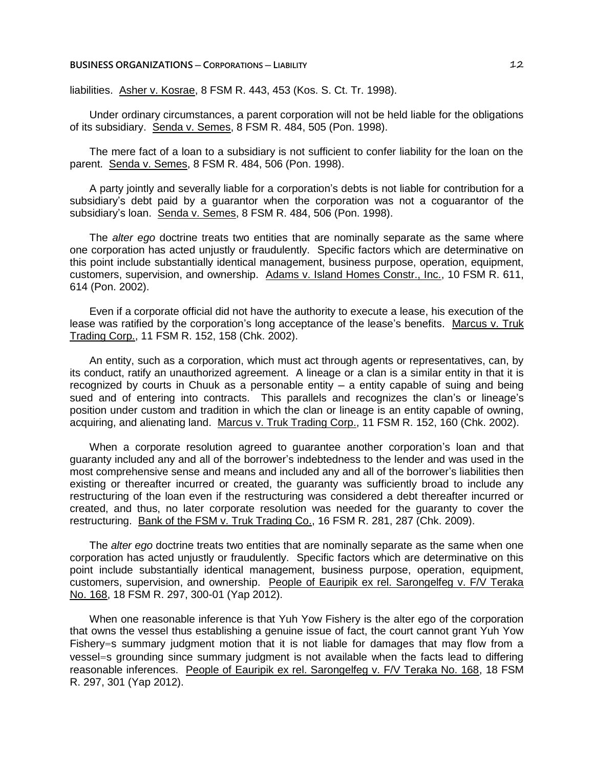liabilities. Asher v. Kosrae, 8 FSM R. 443, 453 (Kos. S. Ct. Tr. 1998).

Under ordinary circumstances, a parent corporation will not be held liable for the obligations of its subsidiary. Senda v. Semes, 8 FSM R. 484, 505 (Pon. 1998).

The mere fact of a loan to a subsidiary is not sufficient to confer liability for the loan on the parent. Senda v. Semes, 8 FSM R. 484, 506 (Pon. 1998).

A party jointly and severally liable for a corporation's debts is not liable for contribution for a subsidiary's debt paid by a guarantor when the corporation was not a coguarantor of the subsidiary's loan. Senda v. Semes, 8 FSM R. 484, 506 (Pon. 1998).

The *alter ego* doctrine treats two entities that are nominally separate as the same where one corporation has acted unjustly or fraudulently. Specific factors which are determinative on this point include substantially identical management, business purpose, operation, equipment, customers, supervision, and ownership. Adams v. Island Homes Constr., Inc., 10 FSM R. 611, 614 (Pon. 2002).

Even if a corporate official did not have the authority to execute a lease, his execution of the lease was ratified by the corporation's long acceptance of the lease's benefits. Marcus v. Truk Trading Corp., 11 FSM R. 152, 158 (Chk. 2002).

An entity, such as a corporation, which must act through agents or representatives, can, by its conduct, ratify an unauthorized agreement. A lineage or a clan is a similar entity in that it is recognized by courts in Chuuk as a personable entity – a entity capable of suing and being sued and of entering into contracts. This parallels and recognizes the clan's or lineage's position under custom and tradition in which the clan or lineage is an entity capable of owning, acquiring, and alienating land. Marcus v. Truk Trading Corp., 11 FSM R. 152, 160 (Chk. 2002).

When a corporate resolution agreed to guarantee another corporation's loan and that guaranty included any and all of the borrower's indebtedness to the lender and was used in the most comprehensive sense and means and included any and all of the borrower's liabilities then existing or thereafter incurred or created, the guaranty was sufficiently broad to include any restructuring of the loan even if the restructuring was considered a debt thereafter incurred or created, and thus, no later corporate resolution was needed for the guaranty to cover the restructuring. Bank of the FSM v. Truk Trading Co., 16 FSM R. 281, 287 (Chk. 2009).

The *alter ego* doctrine treats two entities that are nominally separate as the same when one corporation has acted unjustly or fraudulently. Specific factors which are determinative on this point include substantially identical management, business purpose, operation, equipment, customers, supervision, and ownership. People of Eauripik ex rel. Sarongelfeg v. F/V Teraka No. 168, 18 FSM R. 297, 300-01 (Yap 2012).

When one reasonable inference is that Yuh Yow Fishery is the alter ego of the corporation that owns the vessel thus establishing a genuine issue of fact, the court cannot grant Yuh Yow Fishery=s summary judgment motion that it is not liable for damages that may flow from a vessel=s grounding since summary judgment is not available when the facts lead to differing reasonable inferences. People of Eauripik ex rel. Sarongelfeg v. F/V Teraka No. 168, 18 FSM R. 297, 301 (Yap 2012).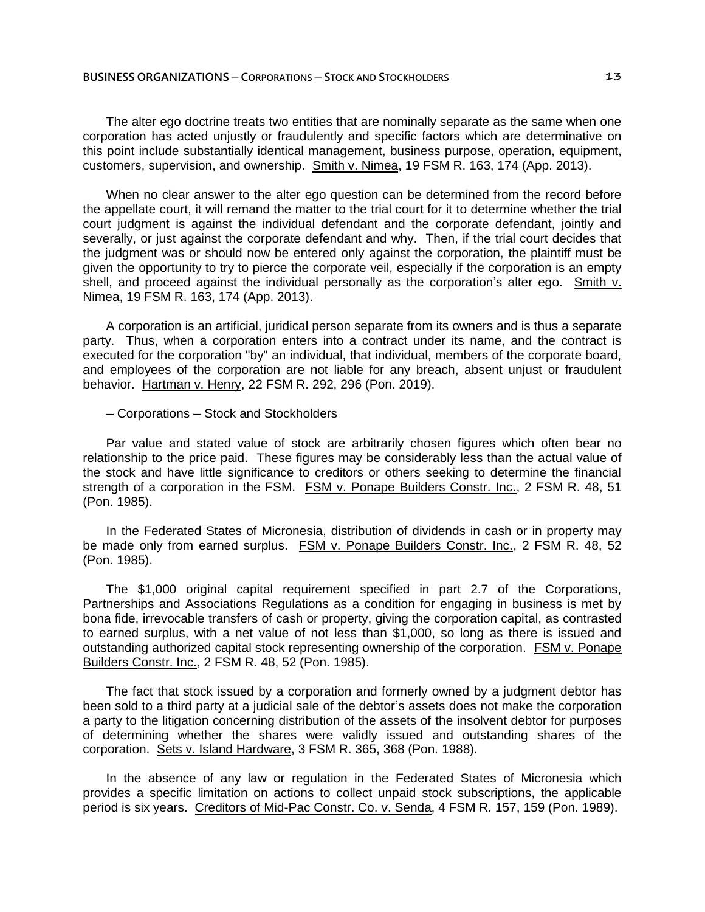The alter ego doctrine treats two entities that are nominally separate as the same when one corporation has acted unjustly or fraudulently and specific factors which are determinative on this point include substantially identical management, business purpose, operation, equipment, customers, supervision, and ownership. Smith v. Nimea, 19 FSM R. 163, 174 (App. 2013).

When no clear answer to the alter ego question can be determined from the record before the appellate court, it will remand the matter to the trial court for it to determine whether the trial court judgment is against the individual defendant and the corporate defendant, jointly and severally, or just against the corporate defendant and why. Then, if the trial court decides that the judgment was or should now be entered only against the corporation, the plaintiff must be given the opportunity to try to pierce the corporate veil, especially if the corporation is an empty shell, and proceed against the individual personally as the corporation's alter ego. Smith v. Nimea, 19 FSM R. 163, 174 (App. 2013).

A corporation is an artificial, juridical person separate from its owners and is thus a separate party. Thus, when a corporation enters into a contract under its name, and the contract is executed for the corporation "by" an individual, that individual, members of the corporate board, and employees of the corporation are not liable for any breach, absent unjust or fraudulent behavior. Hartman v. Henry, 22 FSM R. 292, 296 (Pon. 2019).

– Corporations – Stock and Stockholders

Par value and stated value of stock are arbitrarily chosen figures which often bear no relationship to the price paid. These figures may be considerably less than the actual value of the stock and have little significance to creditors or others seeking to determine the financial strength of a corporation in the FSM. FSM v. Ponape Builders Constr. Inc., 2 FSM R. 48, 51 (Pon. 1985).

In the Federated States of Micronesia, distribution of dividends in cash or in property may be made only from earned surplus. FSM v. Ponape Builders Constr. Inc., 2 FSM R. 48, 52 (Pon. 1985).

The $1,000 original capital requirement specified in part 2.7 of the Corporations, Partnerships and Associations Regulations as a condition for engaging in business is met by bona fide, irrevocable transfers of cash or property, giving the corporation capital, as contrasted to earned surplus, with a net value of not less than $1,000, so long as there is issued and outstanding authorized capital stock representing ownership of the corporation. FSM v. Ponape Builders Constr. Inc., 2 FSM R. 48, 52 (Pon. 1985).

The fact that stock issued by a corporation and formerly owned by a judgment debtor has been sold to a third party at a judicial sale of the debtor's assets does not make the corporation a party to the litigation concerning distribution of the assets of the insolvent debtor for purposes of determining whether the shares were validly issued and outstanding shares of the corporation. Sets v. Island Hardware, 3 FSM R. 365, 368 (Pon. 1988).

In the absence of any law or regulation in the Federated States of Micronesia which provides a specific limitation on actions to collect unpaid stock subscriptions, the applicable period is six years. Creditors of Mid-Pac Constr. Co. v. Senda, 4 FSM R. 157, 159 (Pon. 1989).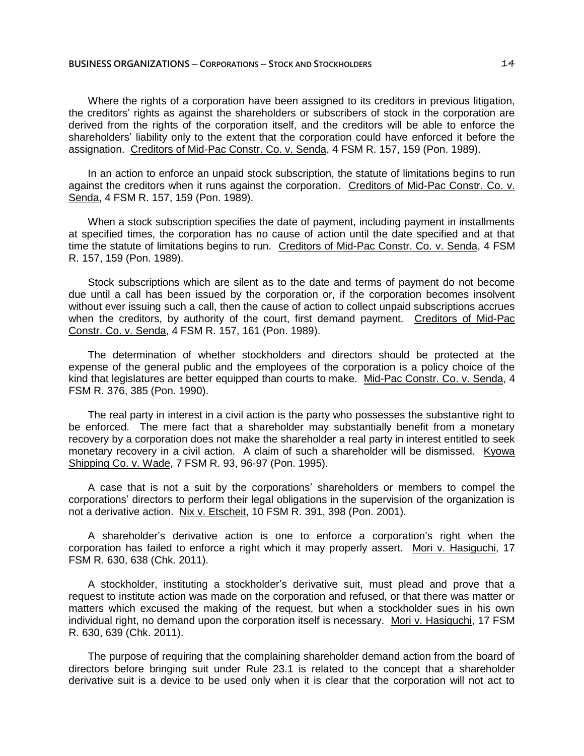Where the rights of a corporation have been assigned to its creditors in previous litigation, the creditors' rights as against the shareholders or subscribers of stock in the corporation are derived from the rights of the corporation itself, and the creditors will be able to enforce the shareholders' liability only to the extent that the corporation could have enforced it before the assignation. Creditors of Mid-Pac Constr. Co. v. Senda, 4 FSM R. 157, 159 (Pon. 1989).

In an action to enforce an unpaid stock subscription, the statute of limitations begins to run against the creditors when it runs against the corporation. Creditors of Mid-Pac Constr. Co. v. Senda, 4 FSM R. 157, 159 (Pon. 1989).

When a stock subscription specifies the date of payment, including payment in installments at specified times, the corporation has no cause of action until the date specified and at that time the statute of limitations begins to run. Creditors of Mid-Pac Constr. Co. v. Senda, 4 FSM R. 157, 159 (Pon. 1989).

Stock subscriptions which are silent as to the date and terms of payment do not become due until a call has been issued by the corporation or, if the corporation becomes insolvent without ever issuing such a call, then the cause of action to collect unpaid subscriptions accrues when the creditors, by authority of the court, first demand payment. Creditors of Mid-Pac Constr. Co. v. Senda, 4 FSM R. 157, 161 (Pon. 1989).

The determination of whether stockholders and directors should be protected at the expense of the general public and the employees of the corporation is a policy choice of the kind that legislatures are better equipped than courts to make. Mid-Pac Constr. Co. v. Senda, 4 FSM R. 376, 385 (Pon. 1990).

The real party in interest in a civil action is the party who possesses the substantive right to be enforced. The mere fact that a shareholder may substantially benefit from a monetary recovery by a corporation does not make the shareholder a real party in interest entitled to seek monetary recovery in a civil action. A claim of such a shareholder will be dismissed. Kyowa Shipping Co. v. Wade, 7 FSM R. 93, 96-97 (Pon. 1995).

A case that is not a suit by the corporations' shareholders or members to compel the corporations' directors to perform their legal obligations in the supervision of the organization is not a derivative action. Nix v. Etscheit, 10 FSM R. 391, 398 (Pon. 2001).

A shareholder's derivative action is one to enforce a corporation's right when the corporation has failed to enforce a right which it may properly assert. Mori v. Hasiguchi, 17 FSM R. 630, 638 (Chk. 2011).

A stockholder, instituting a stockholder's derivative suit, must plead and prove that a request to institute action was made on the corporation and refused, or that there was matter or matters which excused the making of the request, but when a stockholder sues in his own individual right, no demand upon the corporation itself is necessary. Mori v. Hasiguchi, 17 FSM R. 630, 639 (Chk. 2011).

The purpose of requiring that the complaining shareholder demand action from the board of directors before bringing suit under Rule 23.1 is related to the concept that a shareholder derivative suit is a device to be used only when it is clear that the corporation will not act to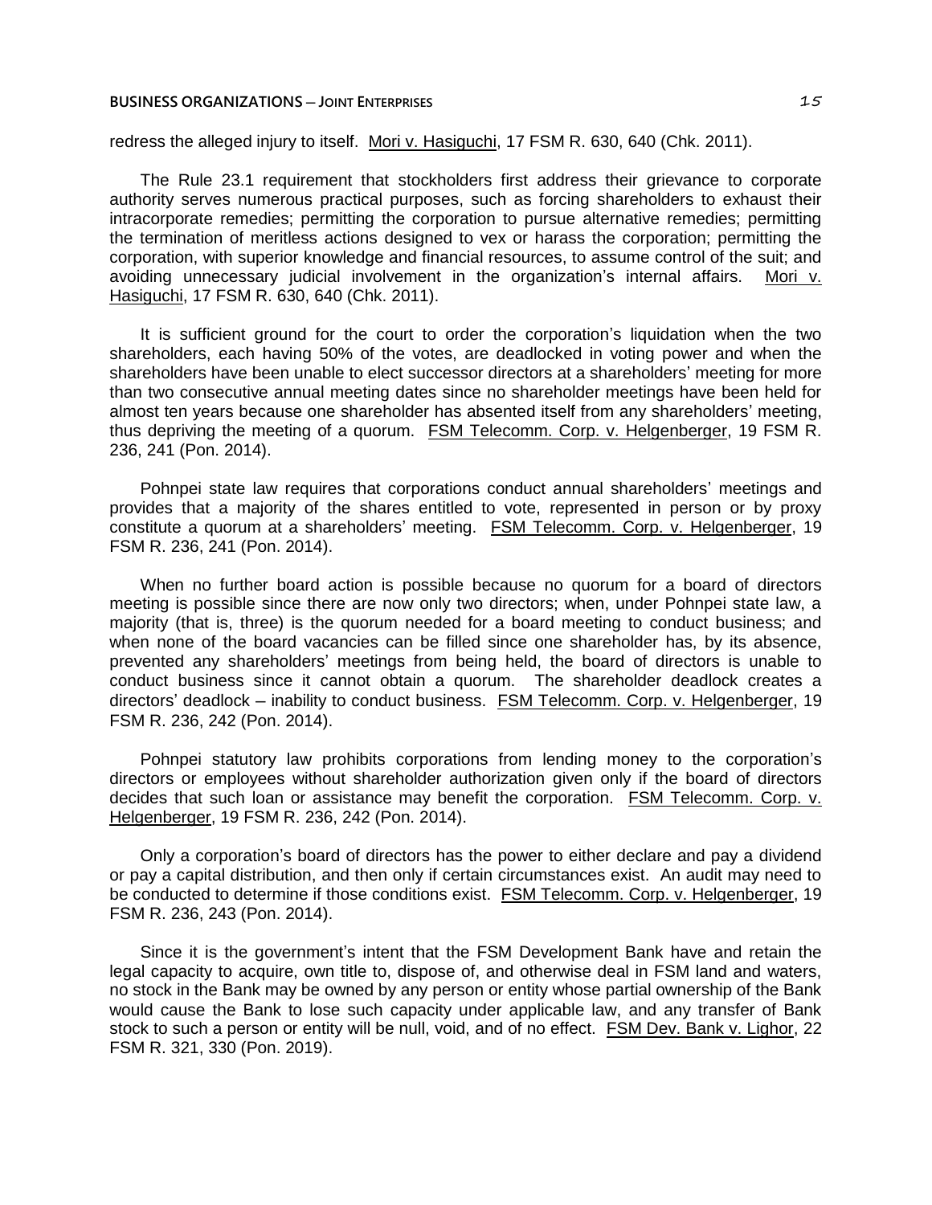redress the alleged injury to itself. Mori v. Hasiguchi, 17 FSM R. 630, 640 (Chk. 2011).

The Rule 23.1 requirement that stockholders first address their grievance to corporate authority serves numerous practical purposes, such as forcing shareholders to exhaust their intracorporate remedies; permitting the corporation to pursue alternative remedies; permitting the termination of meritless actions designed to vex or harass the corporation; permitting the corporation, with superior knowledge and financial resources, to assume control of the suit; and avoiding unnecessary judicial involvement in the organization's internal affairs. Mori v. Hasiguchi, 17 FSM R. 630, 640 (Chk. 2011).

It is sufficient ground for the court to order the corporation's liquidation when the two shareholders, each having 50% of the votes, are deadlocked in voting power and when the shareholders have been unable to elect successor directors at a shareholders' meeting for more than two consecutive annual meeting dates since no shareholder meetings have been held for almost ten years because one shareholder has absented itself from any shareholders' meeting, thus depriving the meeting of a quorum. FSM Telecomm. Corp. v. Helgenberger, 19 FSM R. 236, 241 (Pon. 2014).

Pohnpei state law requires that corporations conduct annual shareholders' meetings and provides that a majority of the shares entitled to vote, represented in person or by proxy constitute a quorum at a shareholders' meeting. FSM Telecomm. Corp. v. Helgenberger, 19 FSM R. 236, 241 (Pon. 2014).

When no further board action is possible because no quorum for a board of directors meeting is possible since there are now only two directors; when, under Pohnpei state law, a majority (that is, three) is the quorum needed for a board meeting to conduct business; and when none of the board vacancies can be filled since one shareholder has, by its absence, prevented any shareholders' meetings from being held, the board of directors is unable to conduct business since it cannot obtain a quorum. The shareholder deadlock creates a directors' deadlock – inability to conduct business. FSM Telecomm. Corp. v. Helgenberger, 19 FSM R. 236, 242 (Pon. 2014).

Pohnpei statutory law prohibits corporations from lending money to the corporation's directors or employees without shareholder authorization given only if the board of directors decides that such loan or assistance may benefit the corporation. FSM Telecomm. Corp. v. Helgenberger, 19 FSM R. 236, 242 (Pon. 2014).

Only a corporation's board of directors has the power to either declare and pay a dividend or pay a capital distribution, and then only if certain circumstances exist. An audit may need to be conducted to determine if those conditions exist. FSM Telecomm. Corp. v. Helgenberger, 19 FSM R. 236, 243 (Pon. 2014).

Since it is the government's intent that the FSM Development Bank have and retain the legal capacity to acquire, own title to, dispose of, and otherwise deal in FSM land and waters, no stock in the Bank may be owned by any person or entity whose partial ownership of the Bank would cause the Bank to lose such capacity under applicable law, and any transfer of Bank stock to such a person or entity will be null, void, and of no effect. FSM Dev. Bank v. Lighor, 22 FSM R. 321, 330 (Pon. 2019).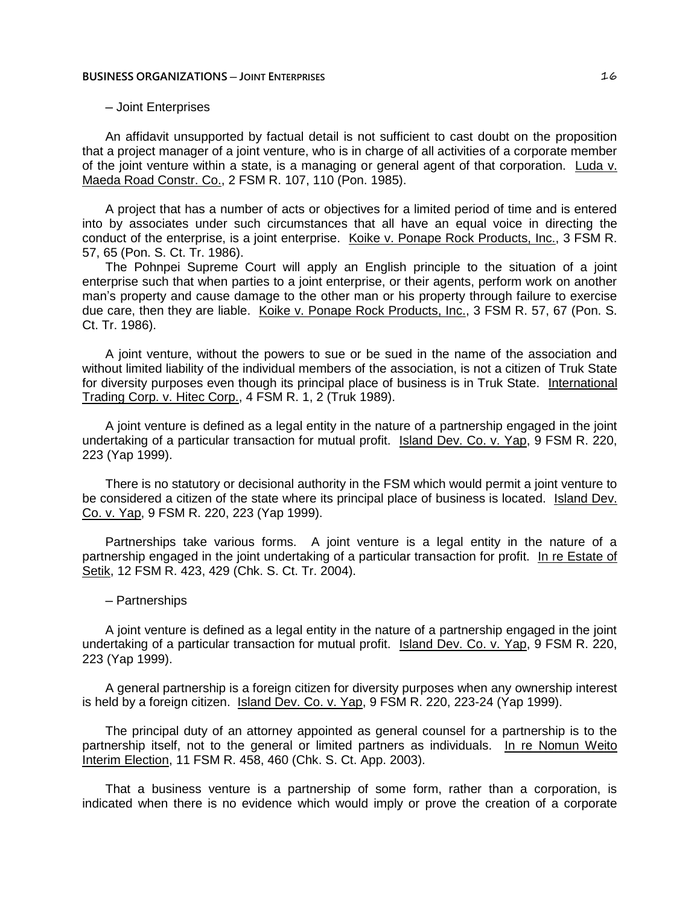– Joint Enterprises

An affidavit unsupported by factual detail is not sufficient to cast doubt on the proposition that a project manager of a joint venture, who is in charge of all activities of a corporate member of the joint venture within a state, is a managing or general agent of that corporation. Luda v. Maeda Road Constr. Co., 2 FSM R. 107, 110 (Pon. 1985).

A project that has a number of acts or objectives for a limited period of time and is entered into by associates under such circumstances that all have an equal voice in directing the conduct of the enterprise, is a joint enterprise. Koike v. Ponape Rock Products, Inc., 3 FSM R. 57, 65 (Pon. S. Ct. Tr. 1986).

The Pohnpei Supreme Court will apply an English principle to the situation of a joint enterprise such that when parties to a joint enterprise, or their agents, perform work on another man's property and cause damage to the other man or his property through failure to exercise due care, then they are liable. Koike v. Ponape Rock Products, Inc., 3 FSM R. 57, 67 (Pon. S. Ct. Tr. 1986).

A joint venture, without the powers to sue or be sued in the name of the association and without limited liability of the individual members of the association, is not a citizen of Truk State for diversity purposes even though its principal place of business is in Truk State. International Trading Corp. v. Hitec Corp., 4 FSM R. 1, 2 (Truk 1989).

A joint venture is defined as a legal entity in the nature of a partnership engaged in the joint undertaking of a particular transaction for mutual profit. Island Dev. Co. v. Yap, 9 FSM R. 220, 223 (Yap 1999).

There is no statutory or decisional authority in the FSM which would permit a joint venture to be considered a citizen of the state where its principal place of business is located. Island Dev. Co. v. Yap, 9 FSM R. 220, 223 (Yap 1999).

Partnerships take various forms. A joint venture is a legal entity in the nature of a partnership engaged in the joint undertaking of a particular transaction for profit. In re Estate of Setik, 12 FSM R. 423, 429 (Chk. S. Ct. Tr. 2004).

– Partnerships

A joint venture is defined as a legal entity in the nature of a partnership engaged in the joint undertaking of a particular transaction for mutual profit. Island Dev. Co. v. Yap, 9 FSM R. 220, 223 (Yap 1999).

A general partnership is a foreign citizen for diversity purposes when any ownership interest is held by a foreign citizen. Island Dev. Co. v. Yap, 9 FSM R. 220, 223-24 (Yap 1999).

The principal duty of an attorney appointed as general counsel for a partnership is to the partnership itself, not to the general or limited partners as individuals. In re Nomun Weito Interim Election, 11 FSM R. 458, 460 (Chk. S. Ct. App. 2003).

That a business venture is a partnership of some form, rather than a corporation, is indicated when there is no evidence which would imply or prove the creation of a corporate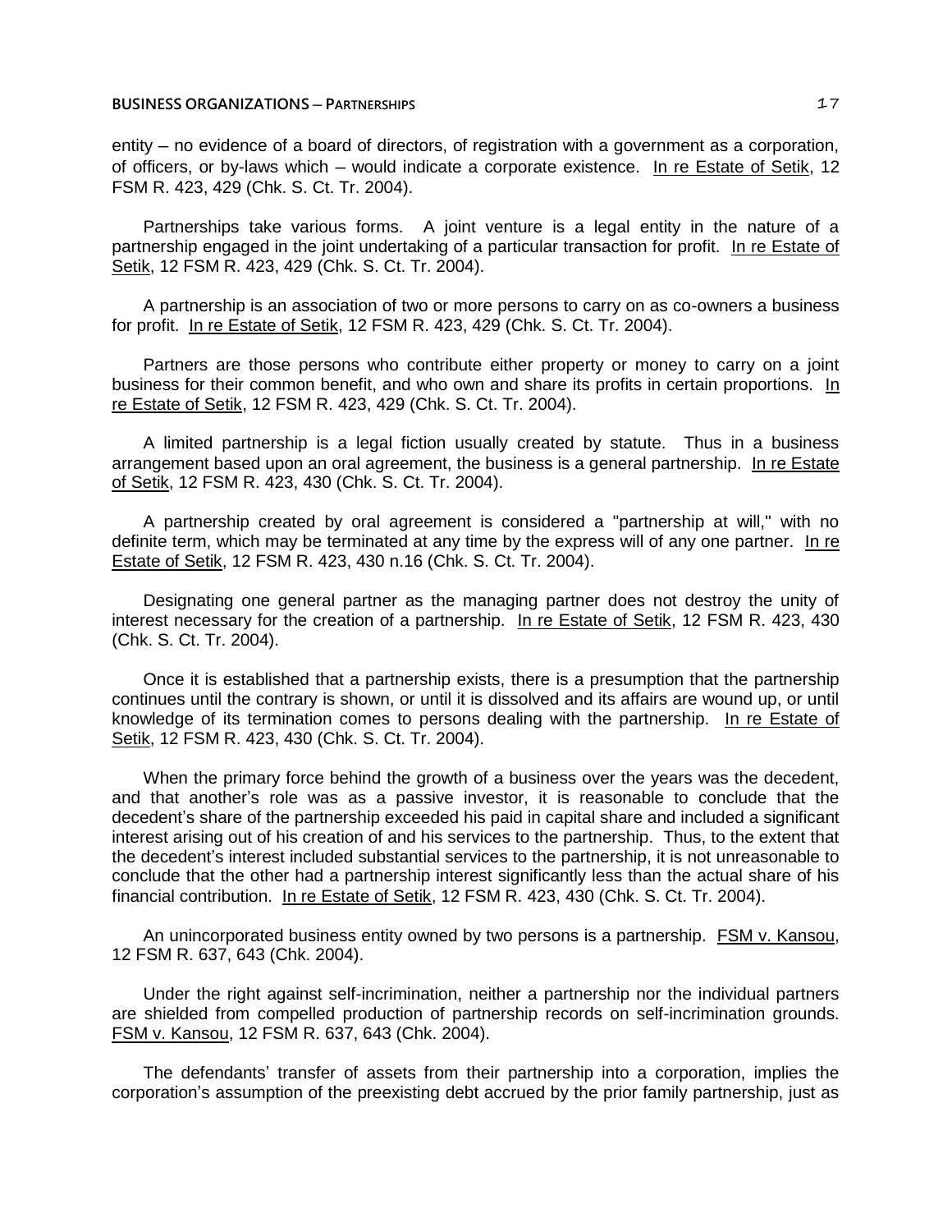entity – no evidence of a board of directors, of registration with a government as a corporation, of officers, or by-laws which – would indicate a corporate existence. In re Estate of Setik, 12 FSM R. 423, 429 (Chk. S. Ct. Tr. 2004).

Partnerships take various forms. A joint venture is a legal entity in the nature of a partnership engaged in the joint undertaking of a particular transaction for profit. In re Estate of Setik, 12 FSM R. 423, 429 (Chk. S. Ct. Tr. 2004).

A partnership is an association of two or more persons to carry on as co-owners a business for profit. In re Estate of Setik, 12 FSM R. 423, 429 (Chk. S. Ct. Tr. 2004).

Partners are those persons who contribute either property or money to carry on a joint business for their common benefit, and who own and share its profits in certain proportions. In re Estate of Setik, 12 FSM R. 423, 429 (Chk. S. Ct. Tr. 2004).

A limited partnership is a legal fiction usually created by statute. Thus in a business arrangement based upon an oral agreement, the business is a general partnership. In re Estate of Setik, 12 FSM R. 423, 430 (Chk. S. Ct. Tr. 2004).

A partnership created by oral agreement is considered a "partnership at will," with no definite term, which may be terminated at any time by the express will of any one partner. In re Estate of Setik, 12 FSM R. 423, 430 n.16 (Chk. S. Ct. Tr. 2004).

Designating one general partner as the managing partner does not destroy the unity of interest necessary for the creation of a partnership. In re Estate of Setik, 12 FSM R. 423, 430 (Chk. S. Ct. Tr. 2004).

Once it is established that a partnership exists, there is a presumption that the partnership continues until the contrary is shown, or until it is dissolved and its affairs are wound up, or until knowledge of its termination comes to persons dealing with the partnership. In re Estate of Setik, 12 FSM R. 423, 430 (Chk. S. Ct. Tr. 2004).

When the primary force behind the growth of a business over the years was the decedent, and that another's role was as a passive investor, it is reasonable to conclude that the decedent's share of the partnership exceeded his paid in capital share and included a significant interest arising out of his creation of and his services to the partnership. Thus, to the extent that the decedent's interest included substantial services to the partnership, it is not unreasonable to conclude that the other had a partnership interest significantly less than the actual share of his financial contribution. In re Estate of Setik, 12 FSM R. 423, 430 (Chk. S. Ct. Tr. 2004).

An unincorporated business entity owned by two persons is a partnership. FSM v. Kansou, 12 FSM R. 637, 643 (Chk. 2004).

Under the right against self-incrimination, neither a partnership nor the individual partners are shielded from compelled production of partnership records on self-incrimination grounds. FSM v. Kansou, 12 FSM R. 637, 643 (Chk. 2004).

The defendants' transfer of assets from their partnership into a corporation, implies the corporation's assumption of the preexisting debt accrued by the prior family partnership, just as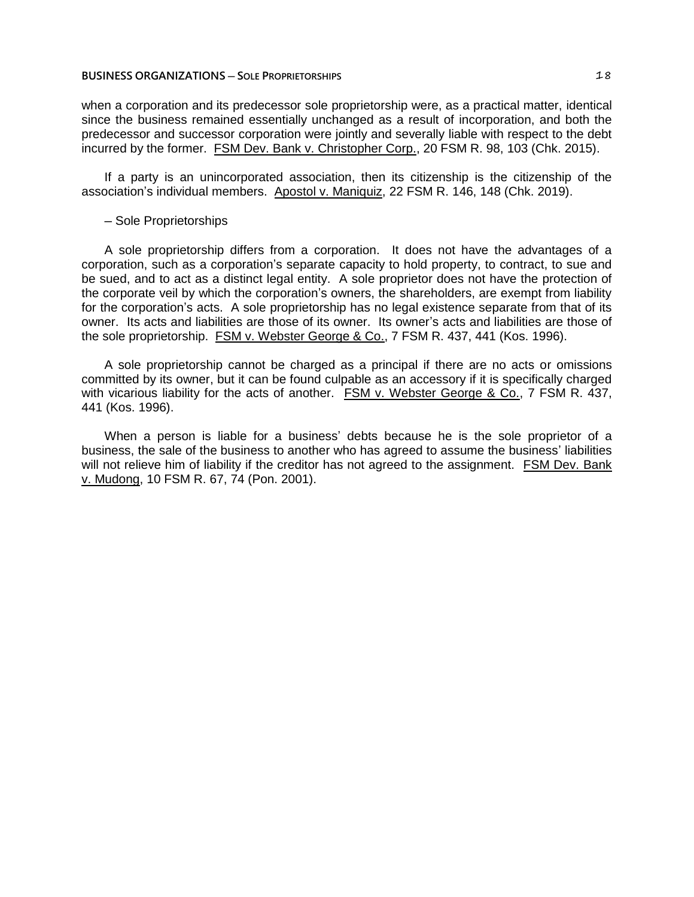when a corporation and its predecessor sole proprietorship were, as a practical matter, identical since the business remained essentially unchanged as a result of incorporation, and both the predecessor and successor corporation were jointly and severally liable with respect to the debt incurred by the former. FSM Dev. Bank v. Christopher Corp., 20 FSM R. 98, 103 (Chk. 2015).

If a party is an unincorporated association, then its citizenship is the citizenship of the association's individual members. Apostol v. Maniquiz, 22 FSM R. 146, 148 (Chk. 2019).

– Sole Proprietorships

A sole proprietorship differs from a corporation. It does not have the advantages of a corporation, such as a corporation's separate capacity to hold property, to contract, to sue and be sued, and to act as a distinct legal entity. A sole proprietor does not have the protection of the corporate veil by which the corporation's owners, the shareholders, are exempt from liability for the corporation's acts. A sole proprietorship has no legal existence separate from that of its owner. Its acts and liabilities are those of its owner. Its owner's acts and liabilities are those of the sole proprietorship. FSM v. Webster George & Co., 7 FSM R. 437, 441 (Kos. 1996).

A sole proprietorship cannot be charged as a principal if there are no acts or omissions committed by its owner, but it can be found culpable as an accessory if it is specifically charged with vicarious liability for the acts of another. FSM v. Webster George & Co., 7 FSM R. 437, 441 (Kos. 1996).

When a person is liable for a business' debts because he is the sole proprietor of a business, the sale of the business to another who has agreed to assume the business' liabilities will not relieve him of liability if the creditor has not agreed to the assignment. FSM Dev. Bank v. Mudong, 10 FSM R. 67, 74 (Pon. 2001).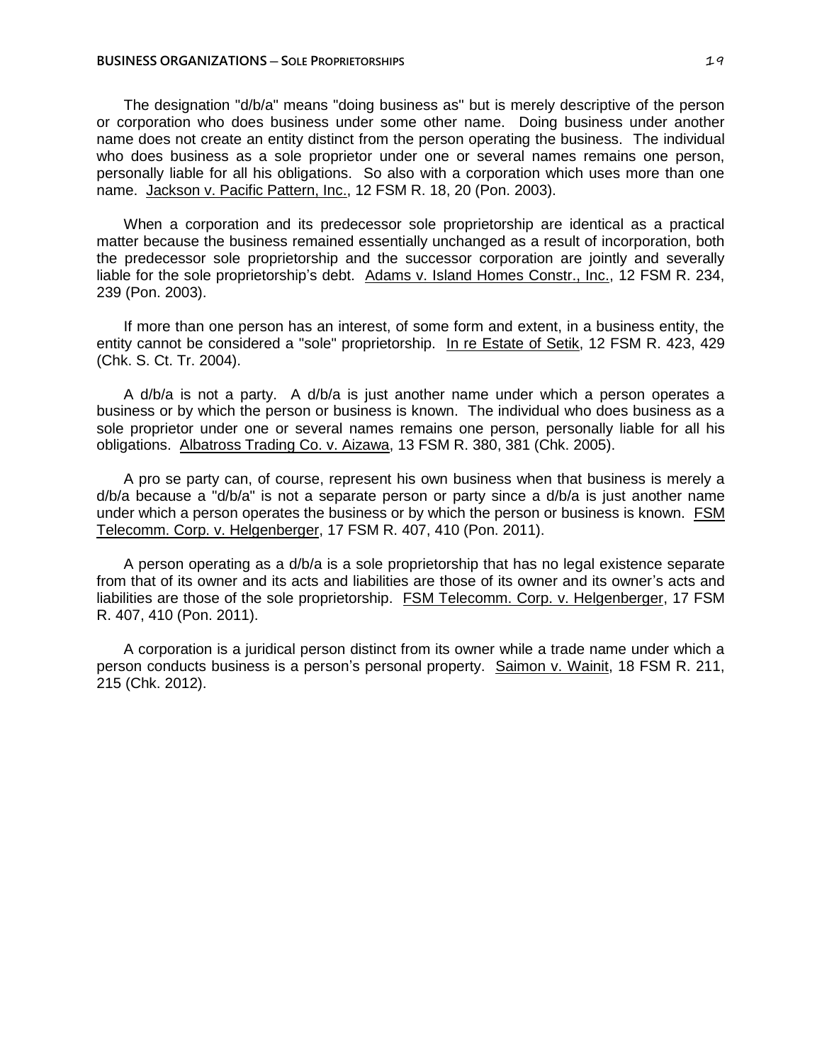The designation "d/b/a" means "doing business as" but is merely descriptive of the person or corporation who does business under some other name. Doing business under another name does not create an entity distinct from the person operating the business. The individual who does business as a sole proprietor under one or several names remains one person, personally liable for all his obligations. So also with a corporation which uses more than one name. Jackson v. Pacific Pattern, Inc., 12 FSM R. 18, 20 (Pon. 2003).

When a corporation and its predecessor sole proprietorship are identical as a practical matter because the business remained essentially unchanged as a result of incorporation, both the predecessor sole proprietorship and the successor corporation are jointly and severally liable for the sole proprietorship's debt. Adams v. Island Homes Constr., Inc., 12 FSM R. 234, 239 (Pon. 2003).

If more than one person has an interest, of some form and extent, in a business entity, the entity cannot be considered a "sole" proprietorship. In re Estate of Setik, 12 FSM R. 423, 429 (Chk. S. Ct. Tr. 2004).

A d/b/a is not a party. A d/b/a is just another name under which a person operates a business or by which the person or business is known. The individual who does business as a sole proprietor under one or several names remains one person, personally liable for all his obligations. Albatross Trading Co. v. Aizawa, 13 FSM R. 380, 381 (Chk. 2005).

A pro se party can, of course, represent his own business when that business is merely a d/b/a because a "d/b/a" is not a separate person or party since a d/b/a is just another name under which a person operates the business or by which the person or business is known. FSM Telecomm. Corp. v. Helgenberger, 17 FSM R. 407, 410 (Pon. 2011).

A person operating as a d/b/a is a sole proprietorship that has no legal existence separate from that of its owner and its acts and liabilities are those of its owner and its owner's acts and liabilities are those of the sole proprietorship. FSM Telecomm. Corp. v. Helgenberger, 17 FSM R. 407, 410 (Pon. 2011).

A corporation is a juridical person distinct from its owner while a trade name under which a person conducts business is a person's personal property. Saimon v. Wainit, 18 FSM R. 211, 215 (Chk. 2012).